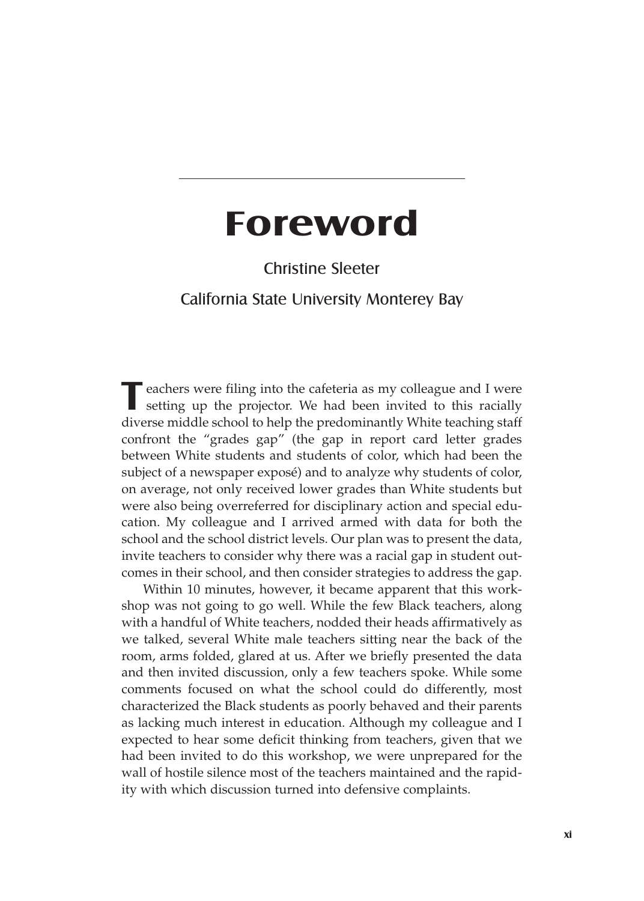# Foreword

Christine Sleeter

California State University Monterey Bay

Teachers were filing into the cafeteria as my colleague and I were setting up the projector. We had been invited to this racially diverse middle school to help the predominantly White teaching staff confront the "grades gap" (the gap in report card letter grades between White students and students of color, which had been the subject of a newspaper exposé) and to analyze why students of color, on average, not only received lower grades than White students but were also being overreferred for disciplinary action and special education. My colleague and I arrived armed with data for both the school and the school district levels. Our plan was to present the data, invite teachers to consider why there was a racial gap in student outcomes in their school, and then consider strategies to address the gap.

Within 10 minutes, however, it became apparent that this workshop was not going to go well. While the few Black teachers, along with a handful of White teachers, nodded their heads affirmatively as we talked, several White male teachers sitting near the back of the room, arms folded, glared at us. After we briefly presented the data and then invited discussion, only a few teachers spoke. While some comments focused on what the school could do differently, most characterized the Black students as poorly behaved and their parents as lacking much interest in education. Although my colleague and I expected to hear some deficit thinking from teachers, given that we had been invited to do this workshop, we were unprepared for the wall of hostile silence most of the teachers maintained and the rapidity with which discussion turned into defensive complaints.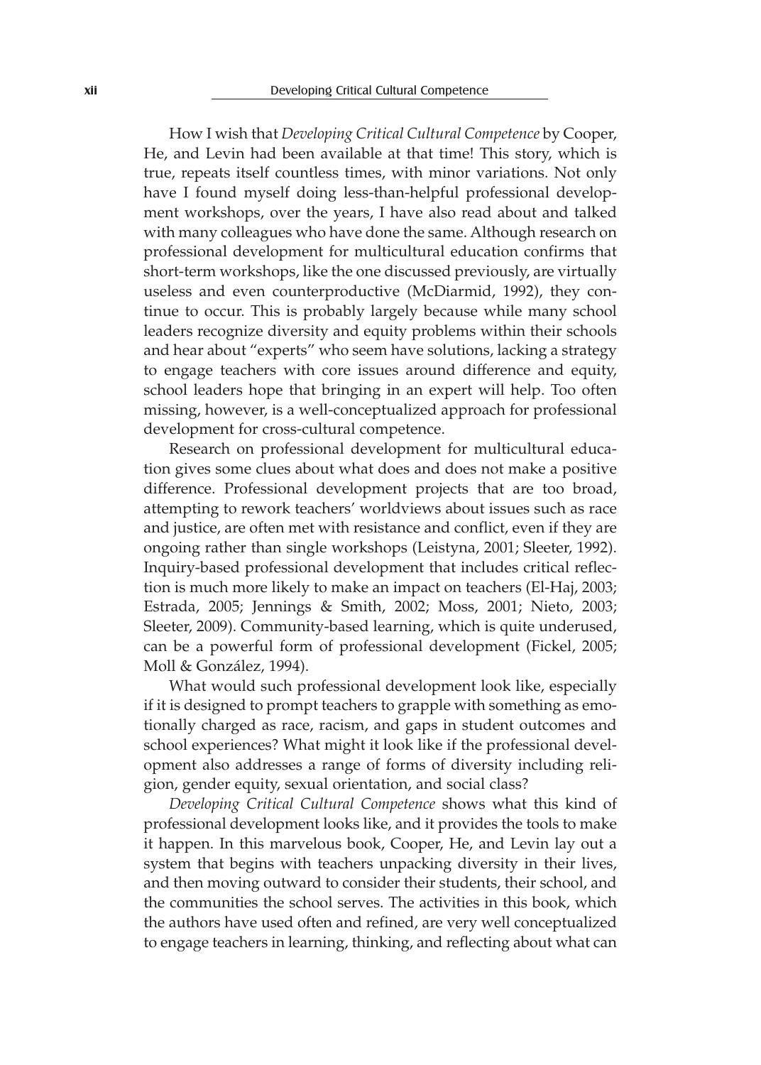How I wish that *Developing Critical Cultural Competence* by Cooper, He, and Levin had been available at that time! This story, which is true, repeats itself countless times, with minor variations. Not only have I found myself doing less-than-helpful professional development workshops, over the years, I have also read about and talked with many colleagues who have done the same. Although research on professional development for multicultural education confirms that short-term workshops, like the one discussed previously, are virtually useless and even counterproductive (McDiarmid, 1992), they continue to occur. This is probably largely because while many school leaders recognize diversity and equity problems within their schools and hear about "experts" who seem have solutions, lacking a strategy to engage teachers with core issues around difference and equity, school leaders hope that bringing in an expert will help. Too often missing, however, is a well-conceptualized approach for professional development for cross-cultural competence.

Research on professional development for multicultural education gives some clues about what does and does not make a positive difference. Professional development projects that are too broad, attempting to rework teachers' worldviews about issues such as race and justice, are often met with resistance and conflict, even if they are ongoing rather than single workshops (Leistyna, 2001; Sleeter, 1992). Inquiry-based professional development that includes critical reflection is much more likely to make an impact on teachers (El-Haj, 2003; Estrada, 2005; Jennings & Smith, 2002; Moss, 2001; Nieto, 2003; Sleeter, 2009). Community-based learning, which is quite underused, can be a powerful form of professional development (Fickel, 2005; Moll & González, 1994).

What would such professional development look like, especially if it is designed to prompt teachers to grapple with something as emotionally charged as race, racism, and gaps in student outcomes and school experiences? What might it look like if the professional development also addresses a range of forms of diversity including religion, gender equity, sexual orientation, and social class?

*Developing Critical Cultural Competence* shows what this kind of professional development looks like, and it provides the tools to make it happen. In this marvelous book, Cooper, He, and Levin lay out a system that begins with teachers unpacking diversity in their lives, and then moving outward to consider their students, their school, and the communities the school serves. The activities in this book, which the authors have used often and refined, are very well conceptualized to engage teachers in learning, thinking, and reflecting about what can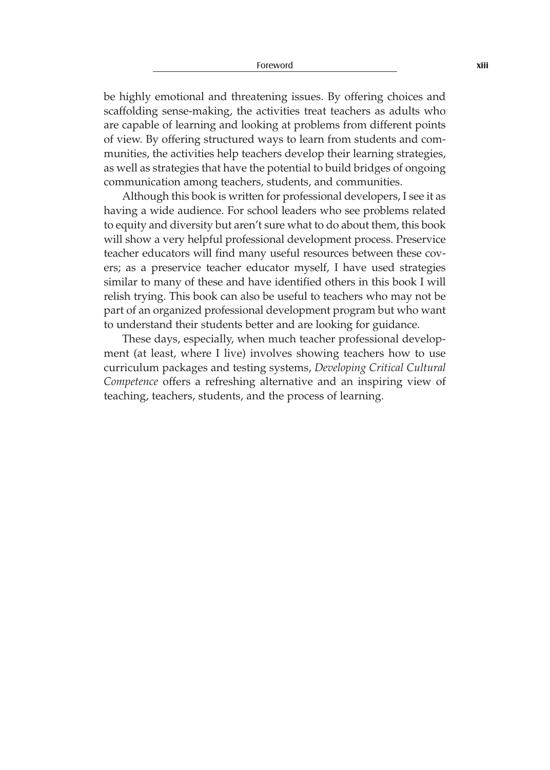be highly emotional and threatening issues. By offering choices and scaffolding sense-making, the activities treat teachers as adults who are capable of learning and looking at problems from different points of view. By offering structured ways to learn from students and communities, the activities help teachers develop their learning strategies, as well as strategies that have the potential to build bridges of ongoing communication among teachers, students, and communities.

Although this book is written for professional developers, I see it as having a wide audience. For school leaders who see problems related to equity and diversity but aren't sure what to do about them, this book will show a very helpful professional development process. Preservice teacher educators will find many useful resources between these covers; as a preservice teacher educator myself, I have used strategies similar to many of these and have identified others in this book I will relish trying. This book can also be useful to teachers who may not be part of an organized professional development program but who want to understand their students better and are looking for guidance.

These days, especially, when much teacher professional development (at least, where I live) involves showing teachers how to use curriculum packages and testing systems, *Developing Critical Cultural Competence* offers a refreshing alternative and an inspiring view of teaching, teachers, students, and the process of learning.